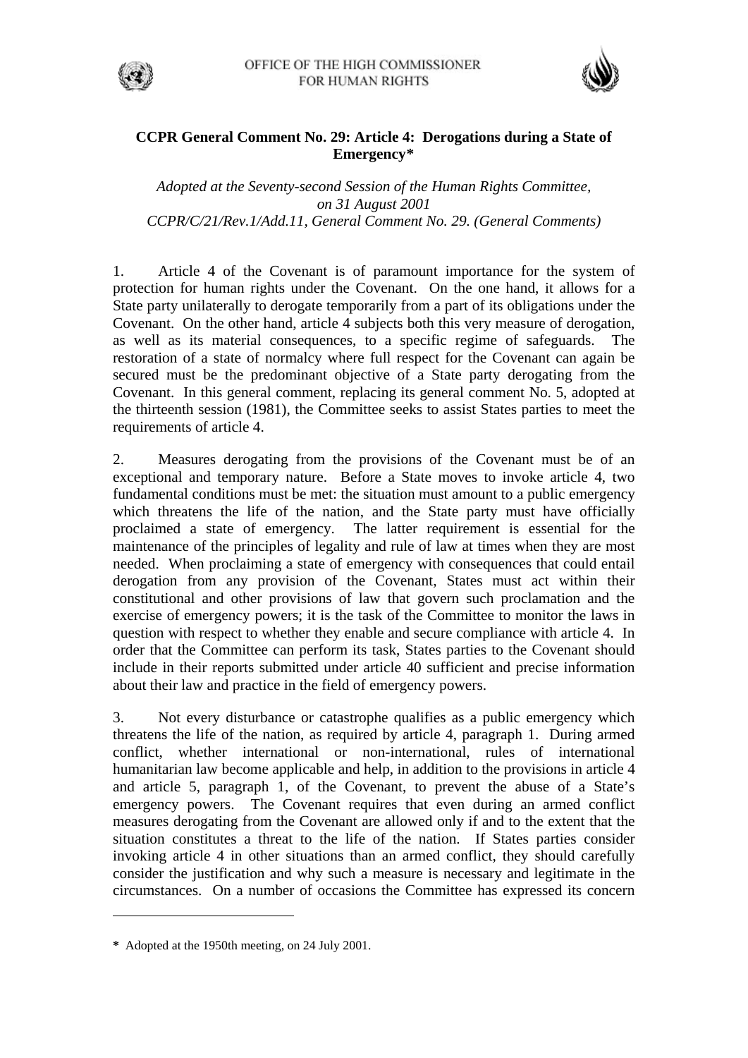OFFICE OF THE HIGH COMMISSIONER FOR HUMAN RIGHTS

**CCPR General Comment No. 29: Article 4: Derogations during a State of Emergency***

*Adopted at the Seventy-second Session of the Human Rights Committee, on 31 August 2001*
*CCPR/C/21/Rev.1/Add.11, General Comment No. 29. (General Comments)*

1. Article 4 of the Covenant is of paramount importance for the system of protection for human rights under the Covenant. On the one hand, it allows for a State party unilaterally to derogate temporarily from a part of its obligations under the Covenant. On the other hand, article 4 subjects both this very measure of derogation, as well as its material consequences, to a specific regime of safeguards. The restoration of a state of normalcy where full respect for the Covenant can again be secured must be the predominant objective of a State party derogating from the Covenant. In this general comment, replacing its general comment No. 5, adopted at the thirteenth session (1981), the Committee seeks to assist States parties to meet the requirements of article 4.

2. Measures derogating from the provisions of the Covenant must be of an exceptional and temporary nature. Before a State moves to invoke article 4, two fundamental conditions must be met: the situation must amount to a public emergency which threatens the life of the nation, and the State party must have officially proclaimed a state of emergency. The latter requirement is essential for the maintenance of the principles of legality and rule of law at times when they are most needed. When proclaiming a state of emergency with consequences that could entail derogation from any provision of the Covenant, States must act within their constitutional and other provisions of law that govern such proclamation and the exercise of emergency powers; it is the task of the Committee to monitor the laws in question with respect to whether they enable and secure compliance with article 4. In order that the Committee can perform its task, States parties to the Covenant should include in their reports submitted under article 40 sufficient and precise information about their law and practice in the field of emergency powers.

3. Not every disturbance or catastrophe qualifies as a public emergency which threatens the life of the nation, as required by article 4, paragraph 1. During armed conflict, whether international or non-international, rules of international humanitarian law become applicable and help, in addition to the provisions in article 4 and article 5, paragraph 1, of the Covenant, to prevent the abuse of a State's emergency powers. The Covenant requires that even during an armed conflict measures derogating from the Covenant are allowed only if and to the extent that the situation constitutes a threat to the life of the nation. If States parties consider invoking article 4 in other situations than an armed conflict, they should carefully consider the justification and why such a measure is necessary and legitimate in the circumstances. On a number of occasions the Committee has expressed its concern

---

\* Adopted at the 1950th meeting, on 24 July 2001.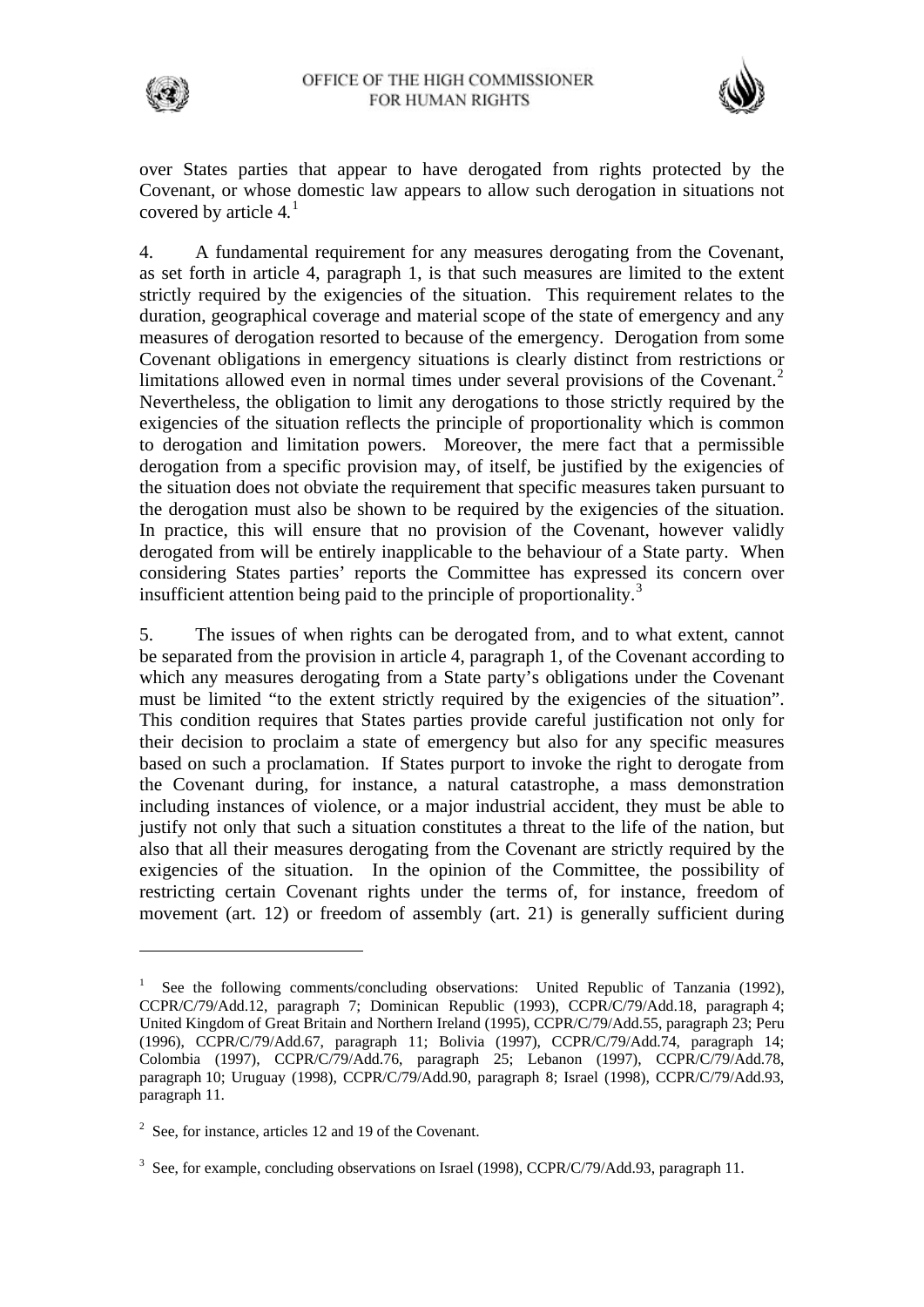over States parties that appear to have derogated from rights protected by the Covenant, or whose domestic law appears to allow such derogation in situations not covered by article 4.[1]

4. A fundamental requirement for any measures derogating from the Covenant, as set forth in article 4, paragraph 1, is that such measures are limited to the extent strictly required by the exigencies of the situation. This requirement relates to the duration, geographical coverage and material scope of the state of emergency and any measures of derogation resorted to because of the emergency. Derogation from some Covenant obligations in emergency situations is clearly distinct from restrictions or limitations allowed even in normal times under several provisions of the Covenant.[2] Nevertheless, the obligation to limit any derogations to those strictly required by the exigencies of the situation reflects the principle of proportionality which is common to derogation and limitation powers. Moreover, the mere fact that a permissible derogation from a specific provision may, of itself, be justified by the exigencies of the situation does not obviate the requirement that specific measures taken pursuant to the derogation must also be shown to be required by the exigencies of the situation. In practice, this will ensure that no provision of the Covenant, however validly derogated from will be entirely inapplicable to the behaviour of a State party. When considering States parties' reports the Committee has expressed its concern over insufficient attention being paid to the principle of proportionality.[3]

5. The issues of when rights can be derogated from, and to what extent, cannot be separated from the provision in article 4, paragraph 1, of the Covenant according to which any measures derogating from a State party's obligations under the Covenant must be limited "to the extent strictly required by the exigencies of the situation". This condition requires that States parties provide careful justification not only for their decision to proclaim a state of emergency but also for any specific measures based on such a proclamation. If States purport to invoke the right to derogate from the Covenant during, for instance, a natural catastrophe, a mass demonstration including instances of violence, or a major industrial accident, they must be able to justify not only that such a situation constitutes a threat to the life of the nation, but also that all their measures derogating from the Covenant are strictly required by the exigencies of the situation. In the opinion of the Committee, the possibility of restricting certain Covenant rights under the terms of, for instance, freedom of movement (art. 12) or freedom of assembly (art. 21) is generally sufficient during

---

[1] See the following comments/concluding observations: United Republic of Tanzania (1992), CCPR/C/79/Add.12, paragraph 7; Dominican Republic (1993), CCPR/C/79/Add.18, paragraph 4; United Kingdom of Great Britain and Northern Ireland (1995), CCPR/C/79/Add.55, paragraph 23; Peru (1996), CCPR/C/79/Add.67, paragraph 11; Bolivia (1997), CCPR/C/79/Add.74, paragraph 14; Colombia (1997), CCPR/C/79/Add.76, paragraph 25; Lebanon (1997), CCPR/C/79/Add.78, paragraph 10; Uruguay (1998), CCPR/C/79/Add.90, paragraph 8; Israel (1998), CCPR/C/79/Add.93, paragraph 11.

[2] See, for instance, articles 12 and 19 of the Covenant.

[3] See, for example, concluding observations on Israel (1998), CCPR/C/79/Add.93, paragraph 11.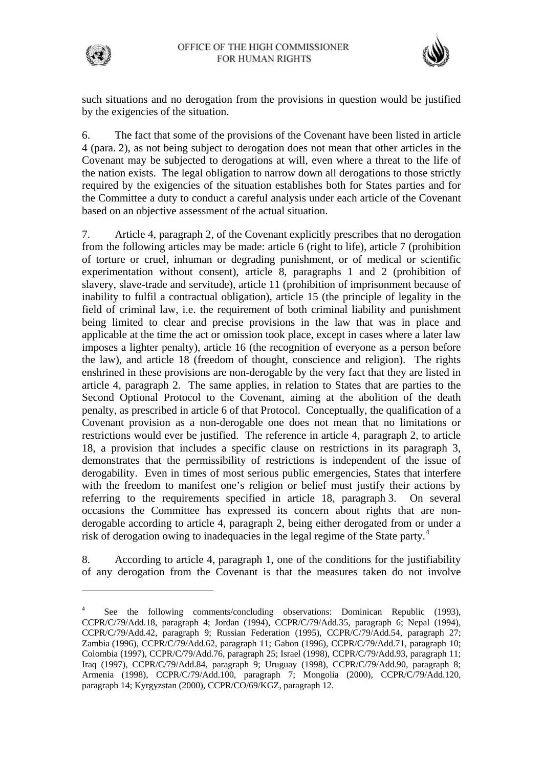such situations and no derogation from the provisions in question would be justified by the exigencies of the situation.

6. The fact that some of the provisions of the Covenant have been listed in article 4 (para. 2), as not being subject to derogation does not mean that other articles in the Covenant may be subjected to derogations at will, even where a threat to the life of the nation exists. The legal obligation to narrow down all derogations to those strictly required by the exigencies of the situation establishes both for States parties and for the Committee a duty to conduct a careful analysis under each article of the Covenant based on an objective assessment of the actual situation.

7. Article 4, paragraph 2, of the Covenant explicitly prescribes that no derogation from the following articles may be made: article 6 (right to life), article 7 (prohibition of torture or cruel, inhuman or degrading punishment, or of medical or scientific experimentation without consent), article 8, paragraphs 1 and 2 (prohibition of slavery, slave-trade and servitude), article 11 (prohibition of imprisonment because of inability to fulfil a contractual obligation), article 15 (the principle of legality in the field of criminal law, i.e. the requirement of both criminal liability and punishment being limited to clear and precise provisions in the law that was in place and applicable at the time the act or omission took place, except in cases where a later law imposes a lighter penalty), article 16 (the recognition of everyone as a person before the law), and article 18 (freedom of thought, conscience and religion). The rights enshrined in these provisions are non-derogable by the very fact that they are listed in article 4, paragraph 2. The same applies, in relation to States that are parties to the Second Optional Protocol to the Covenant, aiming at the abolition of the death penalty, as prescribed in article 6 of that Protocol. Conceptually, the qualification of a Covenant provision as a non-derogable one does not mean that no limitations or restrictions would ever be justified. The reference in article 4, paragraph 2, to article 18, a provision that includes a specific clause on restrictions in its paragraph 3, demonstrates that the permissibility of restrictions is independent of the issue of derogability. Even in times of most serious public emergencies, States that interfere with the freedom to manifest one's religion or belief must justify their actions by referring to the requirements specified in article 18, paragraph 3. On several occasions the Committee has expressed its concern about rights that are non-derogable according to article 4, paragraph 2, being either derogated from or under a risk of derogation owing to inadequacies in the legal regime of the State party.[4]

8. According to article 4, paragraph 1, one of the conditions for the justifiability of any derogation from the Covenant is that the measures taken do not involve

---

[4] See the following comments/concluding observations: Dominican Republic (1993), CCPR/C/79/Add.18, paragraph 4; Jordan (1994), CCPR/C/79/Add.35, paragraph 6; Nepal (1994), CCPR/C/79/Add.42, paragraph 9; Russian Federation (1995), CCPR/C/79/Add.54, paragraph 27; Zambia (1996), CCPR/C/79/Add.62, paragraph 11; Gabon (1996), CCPR/C/79/Add.71, paragraph 10; Colombia (1997), CCPR/C/79/Add.76, paragraph 25; Israel (1998), CCPR/C/79/Add.93, paragraph 11; Iraq (1997), CCPR/C/79/Add.84, paragraph 9; Uruguay (1998), CCPR/C/79/Add.90, paragraph 8; Armenia (1998), CCPR/C/79/Add.100, paragraph 7; Mongolia (2000), CCPR/C/79/Add.120, paragraph 14; Kyrgyzstan (2000), CCPR/CO/69/KGZ, paragraph 12.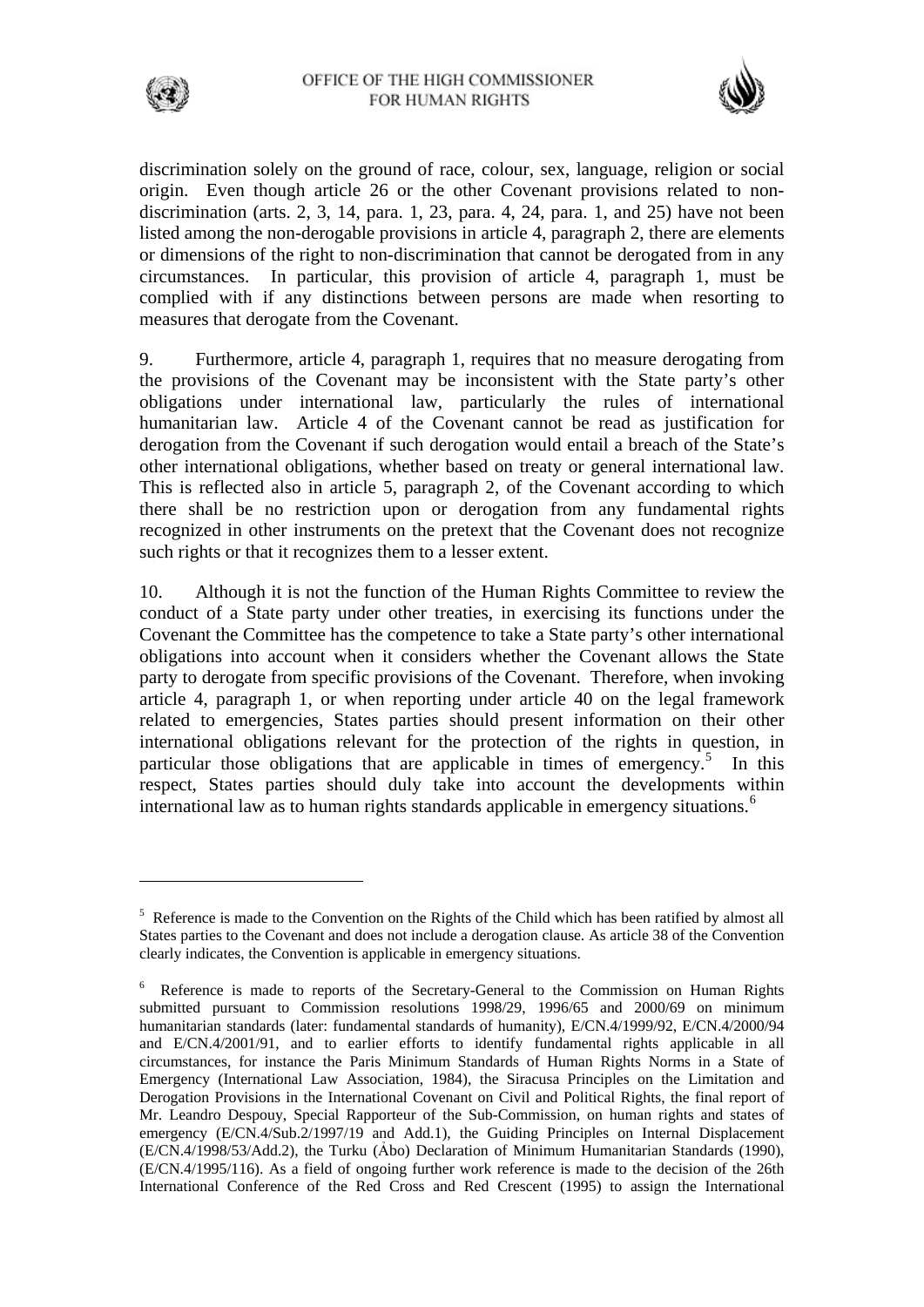discrimination solely on the ground of race, colour, sex, language, religion or social origin. Even though article 26 or the other Covenant provisions related to non-discrimination (arts. 2, 3, 14, para. 1, 23, para. 4, 24, para. 1, and 25) have not been listed among the non-derogable provisions in article 4, paragraph 2, there are elements or dimensions of the right to non-discrimination that cannot be derogated from in any circumstances. In particular, this provision of article 4, paragraph 1, must be complied with if any distinctions between persons are made when resorting to measures that derogate from the Covenant.

9. Furthermore, article 4, paragraph 1, requires that no measure derogating from the provisions of the Covenant may be inconsistent with the State party's other obligations under international law, particularly the rules of international humanitarian law. Article 4 of the Covenant cannot be read as justification for derogation from the Covenant if such derogation would entail a breach of the State's other international obligations, whether based on treaty or general international law. This is reflected also in article 5, paragraph 2, of the Covenant according to which there shall be no restriction upon or derogation from any fundamental rights recognized in other instruments on the pretext that the Covenant does not recognize such rights or that it recognizes them to a lesser extent.

10. Although it is not the function of the Human Rights Committee to review the conduct of a State party under other treaties, in exercising its functions under the Covenant the Committee has the competence to take a State party's other international obligations into account when it considers whether the Covenant allows the State party to derogate from specific provisions of the Covenant. Therefore, when invoking article 4, paragraph 1, or when reporting under article 40 on the legal framework related to emergencies, States parties should present information on their other international obligations relevant for the protection of the rights in question, in particular those obligations that are applicable in times of emergency.[5] In this respect, States parties should duly take into account the developments within international law as to human rights standards applicable in emergency situations.[6]

---

[5] Reference is made to the Convention on the Rights of the Child which has been ratified by almost all States parties to the Covenant and does not include a derogation clause. As article 38 of the Convention clearly indicates, the Convention is applicable in emergency situations.

[6] Reference is made to reports of the Secretary-General to the Commission on Human Rights submitted pursuant to Commission resolutions 1998/29, 1996/65 and 2000/69 on minimum humanitarian standards (later: fundamental standards of humanity), E/CN.4/1999/92, E/CN.4/2000/94 and E/CN.4/2001/91, and to earlier efforts to identify fundamental rights applicable in all circumstances, for instance the Paris Minimum Standards of Human Rights Norms in a State of Emergency (International Law Association, 1984), the Siracusa Principles on the Limitation and Derogation Provisions in the International Covenant on Civil and Political Rights, the final report of Mr. Leandro Despouy, Special Rapporteur of the Sub-Commission, on human rights and states of emergency (E/CN.4/Sub.2/1997/19 and Add.1), the Guiding Principles on Internal Displacement (E/CN.4/1998/53/Add.2), the Turku (Åbo) Declaration of Minimum Humanitarian Standards (1990), (E/CN.4/1995/116). As a field of ongoing further work reference is made to the decision of the 26th International Conference of the Red Cross and Red Crescent (1995) to assign the International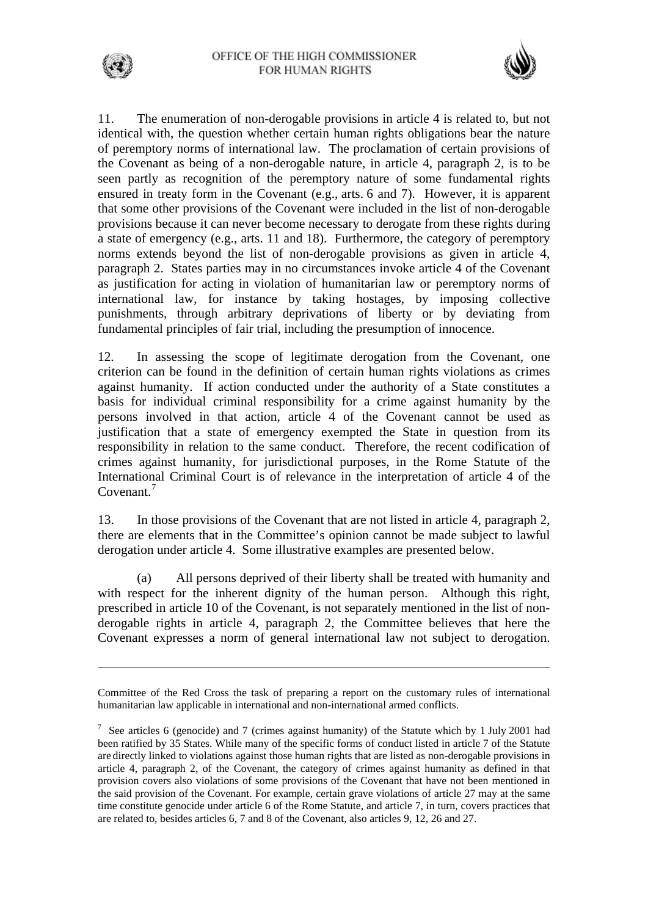11. The enumeration of non-derogable provisions in article 4 is related to, but not identical with, the question whether certain human rights obligations bear the nature of peremptory norms of international law. The proclamation of certain provisions of the Covenant as being of a non-derogable nature, in article 4, paragraph 2, is to be seen partly as recognition of the peremptory nature of some fundamental rights ensured in treaty form in the Covenant (e.g., arts. 6 and 7). However, it is apparent that some other provisions of the Covenant were included in the list of non-derogable provisions because it can never become necessary to derogate from these rights during a state of emergency (e.g., arts. 11 and 18). Furthermore, the category of peremptory norms extends beyond the list of non-derogable provisions as given in article 4, paragraph 2. States parties may in no circumstances invoke article 4 of the Covenant as justification for acting in violation of humanitarian law or peremptory norms of international law, for instance by taking hostages, by imposing collective punishments, through arbitrary deprivations of liberty or by deviating from fundamental principles of fair trial, including the presumption of innocence.

12. In assessing the scope of legitimate derogation from the Covenant, one criterion can be found in the definition of certain human rights violations as crimes against humanity. If action conducted under the authority of a State constitutes a basis for individual criminal responsibility for a crime against humanity by the persons involved in that action, article 4 of the Covenant cannot be used as justification that a state of emergency exempted the State in question from its responsibility in relation to the same conduct. Therefore, the recent codification of crimes against humanity, for jurisdictional purposes, in the Rome Statute of the International Criminal Court is of relevance in the interpretation of article 4 of the Covenant.[7]

13. In those provisions of the Covenant that are not listed in article 4, paragraph 2, there are elements that in the Committee's opinion cannot be made subject to lawful derogation under article 4. Some illustrative examples are presented below.

(a) All persons deprived of their liberty shall be treated with humanity and with respect for the inherent dignity of the human person. Although this right, prescribed in article 10 of the Covenant, is not separately mentioned in the list of non-derogable rights in article 4, paragraph 2, the Committee believes that here the Covenant expresses a norm of general international law not subject to derogation.

---

Committee of the Red Cross the task of preparing a report on the customary rules of international humanitarian law applicable in international and non-international armed conflicts.

[7] See articles 6 (genocide) and 7 (crimes against humanity) of the Statute which by 1 July 2001 had been ratified by 35 States. While many of the specific forms of conduct listed in article 7 of the Statute are directly linked to violations against those human rights that are listed as non-derogable provisions in article 4, paragraph 2, of the Covenant, the category of crimes against humanity as defined in that provision covers also violations of some provisions of the Covenant that have not been mentioned in the said provision of the Covenant. For example, certain grave violations of article 27 may at the same time constitute genocide under article 6 of the Rome Statute, and article 7, in turn, covers practices that are related to, besides articles 6, 7 and 8 of the Covenant, also articles 9, 12, 26 and 27.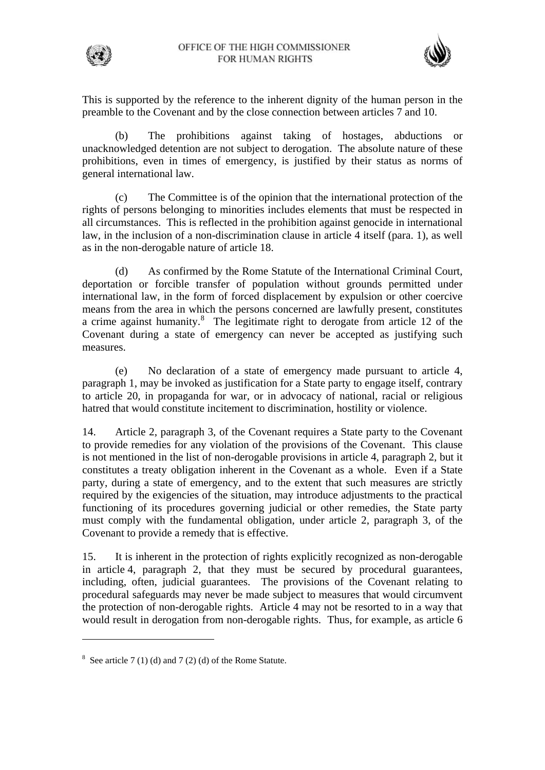This is supported by the reference to the inherent dignity of the human person in the preamble to the Covenant and by the close connection between articles 7 and 10.

(b) The prohibitions against taking of hostages, abductions or unacknowledged detention are not subject to derogation. The absolute nature of these prohibitions, even in times of emergency, is justified by their status as norms of general international law.

(c) The Committee is of the opinion that the international protection of the rights of persons belonging to minorities includes elements that must be respected in all circumstances. This is reflected in the prohibition against genocide in international law, in the inclusion of a non-discrimination clause in article 4 itself (para. 1), as well as in the non-derogable nature of article 18.

(d) As confirmed by the Rome Statute of the International Criminal Court, deportation or forcible transfer of population without grounds permitted under international law, in the form of forced displacement by expulsion or other coercive means from the area in which the persons concerned are lawfully present, constitutes a crime against humanity.[8] The legitimate right to derogate from article 12 of the Covenant during a state of emergency can never be accepted as justifying such measures.

(e) No declaration of a state of emergency made pursuant to article 4, paragraph 1, may be invoked as justification for a State party to engage itself, contrary to article 20, in propaganda for war, or in advocacy of national, racial or religious hatred that would constitute incitement to discrimination, hostility or violence.

14. Article 2, paragraph 3, of the Covenant requires a State party to the Covenant to provide remedies for any violation of the provisions of the Covenant. This clause is not mentioned in the list of non-derogable provisions in article 4, paragraph 2, but it constitutes a treaty obligation inherent in the Covenant as a whole. Even if a State party, during a state of emergency, and to the extent that such measures are strictly required by the exigencies of the situation, may introduce adjustments to the practical functioning of its procedures governing judicial or other remedies, the State party must comply with the fundamental obligation, under article 2, paragraph 3, of the Covenant to provide a remedy that is effective.

15. It is inherent in the protection of rights explicitly recognized as non-derogable in article 4, paragraph 2, that they must be secured by procedural guarantees, including, often, judicial guarantees. The provisions of the Covenant relating to procedural safeguards may never be made subject to measures that would circumvent the protection of non-derogable rights. Article 4 may not be resorted to in a way that would result in derogation from non-derogable rights. Thus, for example, as article 6

---

[8] See article 7 (1) (d) and 7 (2) (d) of the Rome Statute.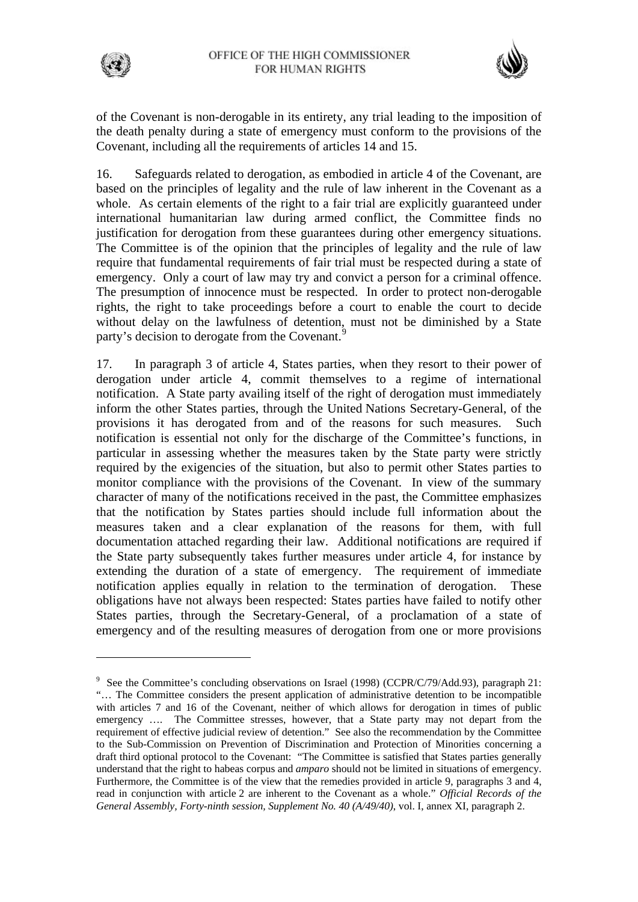of the Covenant is non-derogable in its entirety, any trial leading to the imposition of the death penalty during a state of emergency must conform to the provisions of the Covenant, including all the requirements of articles 14 and 15.

16. Safeguards related to derogation, as embodied in article 4 of the Covenant, are based on the principles of legality and the rule of law inherent in the Covenant as a whole. As certain elements of the right to a fair trial are explicitly guaranteed under international humanitarian law during armed conflict, the Committee finds no justification for derogation from these guarantees during other emergency situations. The Committee is of the opinion that the principles of legality and the rule of law require that fundamental requirements of fair trial must be respected during a state of emergency. Only a court of law may try and convict a person for a criminal offence. The presumption of innocence must be respected. In order to protect non-derogable rights, the right to take proceedings before a court to enable the court to decide without delay on the lawfulness of detention, must not be diminished by a State party's decision to derogate from the Covenant.[9]

17. In paragraph 3 of article 4, States parties, when they resort to their power of derogation under article 4, commit themselves to a regime of international notification. A State party availing itself of the right of derogation must immediately inform the other States parties, through the United Nations Secretary-General, of the provisions it has derogated from and of the reasons for such measures. Such notification is essential not only for the discharge of the Committee's functions, in particular in assessing whether the measures taken by the State party were strictly required by the exigencies of the situation, but also to permit other States parties to monitor compliance with the provisions of the Covenant. In view of the summary character of many of the notifications received in the past, the Committee emphasizes that the notification by States parties should include full information about the measures taken and a clear explanation of the reasons for them, with full documentation attached regarding their law. Additional notifications are required if the State party subsequently takes further measures under article 4, for instance by extending the duration of a state of emergency. The requirement of immediate notification applies equally in relation to the termination of derogation. These obligations have not always been respected: States parties have failed to notify other States parties, through the Secretary-General, of a proclamation of a state of emergency and of the resulting measures of derogation from one or more provisions

---

[9] See the Committee's concluding observations on Israel (1998) (CCPR/C/79/Add.93), paragraph 21: "… The Committee considers the present application of administrative detention to be incompatible with articles 7 and 16 of the Covenant, neither of which allows for derogation in times of public emergency …. The Committee stresses, however, that a State party may not depart from the requirement of effective judicial review of detention." See also the recommendation by the Committee to the Sub-Commission on Prevention of Discrimination and Protection of Minorities concerning a draft third optional protocol to the Covenant: "The Committee is satisfied that States parties generally understand that the right to habeas corpus and *amparo* should not be limited in situations of emergency. Furthermore, the Committee is of the view that the remedies provided in article 9, paragraphs 3 and 4, read in conjunction with article 2 are inherent to the Covenant as a whole." *Official Records of the General Assembly, Forty-ninth session, Supplement No. 40 (A/49/40)*, vol. I, annex XI, paragraph 2.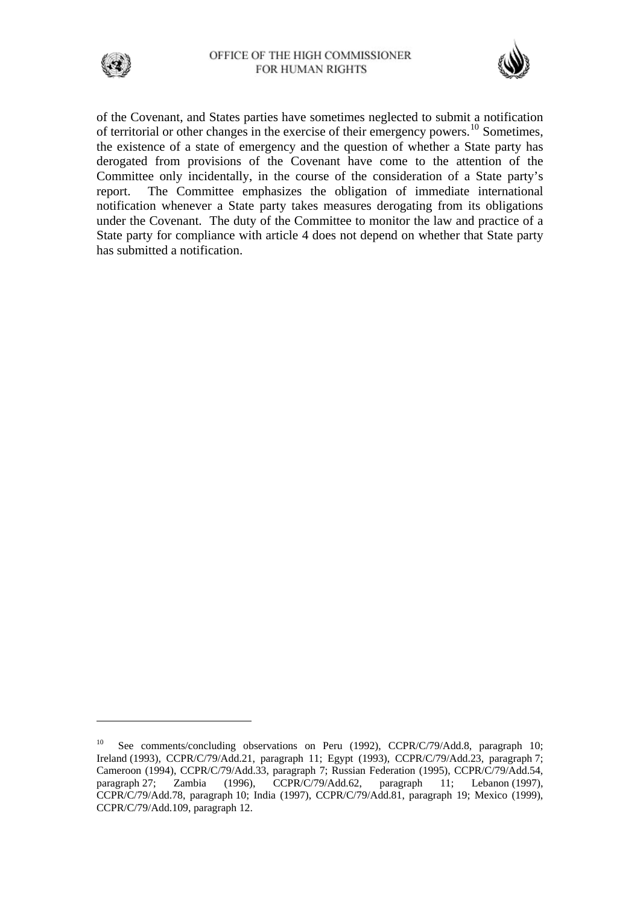of the Covenant, and States parties have sometimes neglected to submit a notification of territorial or other changes in the exercise of their emergency powers.[10] Sometimes, the existence of a state of emergency and the question of whether a State party has derogated from provisions of the Covenant have come to the attention of the Committee only incidentally, in the course of the consideration of a State party's report. The Committee emphasizes the obligation of immediate international notification whenever a State party takes measures derogating from its obligations under the Covenant. The duty of the Committee to monitor the law and practice of a State party for compliance with article 4 does not depend on whether that State party has submitted a notification.

---

[10] See comments/concluding observations on Peru (1992), CCPR/C/79/Add.8, paragraph 10; Ireland (1993), CCPR/C/79/Add.21, paragraph 11; Egypt (1993), CCPR/C/79/Add.23, paragraph 7; Cameroon (1994), CCPR/C/79/Add.33, paragraph 7; Russian Federation (1995), CCPR/C/79/Add.54, paragraph 27; Zambia (1996), CCPR/C/79/Add.62, paragraph 11; Lebanon (1997), CCPR/C/79/Add.78, paragraph 10; India (1997), CCPR/C/79/Add.81, paragraph 19; Mexico (1999), CCPR/C/79/Add.109, paragraph 12.